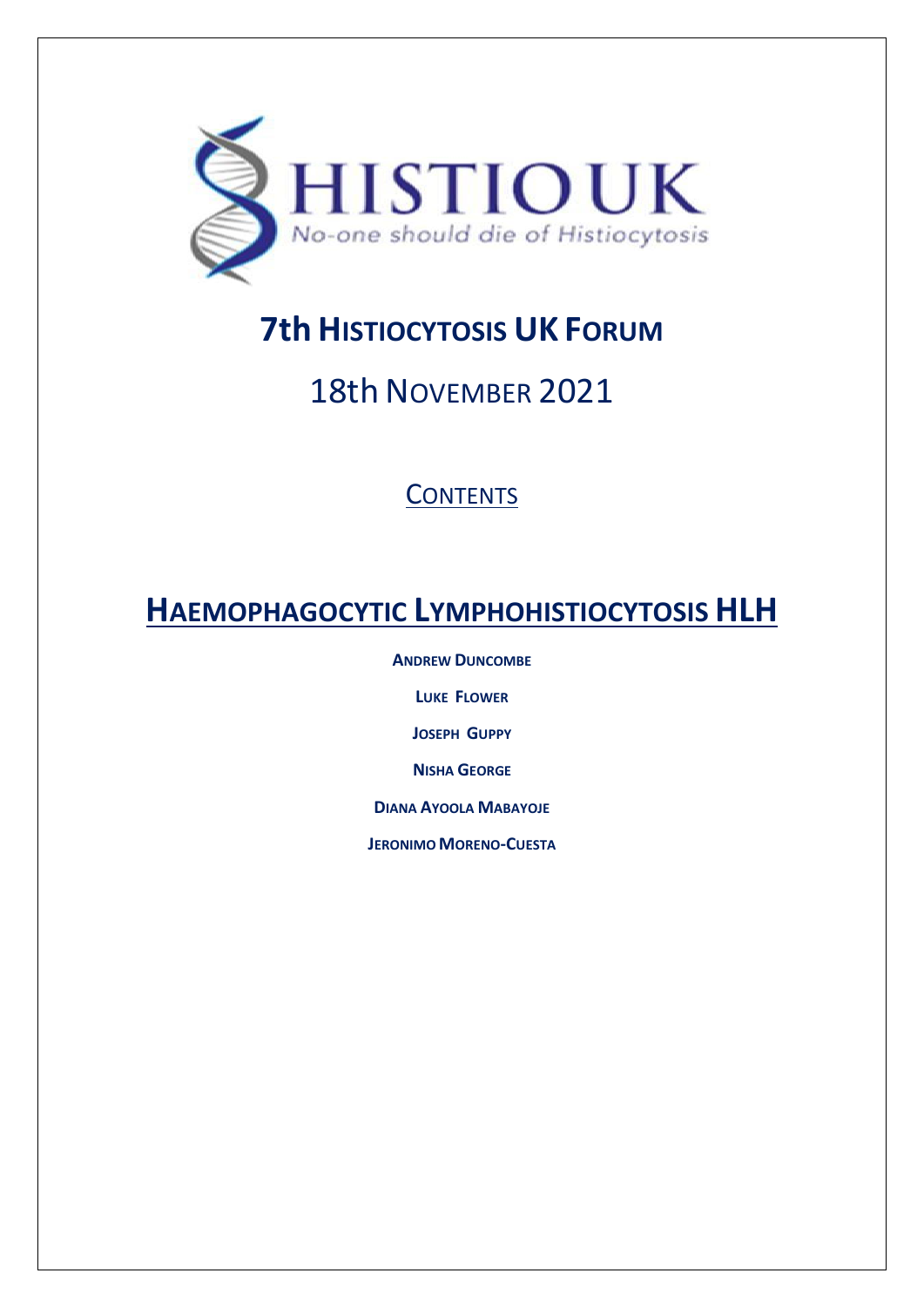HISTIO UK

No-one should die of Histiocytosis

# 7th HISTIOCYTOSIS UK FORUM

## 18th NOVEMBER 2021

CONTENTS

## HAEMOPHAGOCYTIC LYMPHOHISTIOCYTOSIS HLH

**ANDREW DUNCOMBE**

**LUKE FLOWER**

**JOSEPH GUPPY**

**NISHA GEORGE**

**DIANA AYOOLA MABAYOJE**

**JERONIMO MORENO-CUESTA**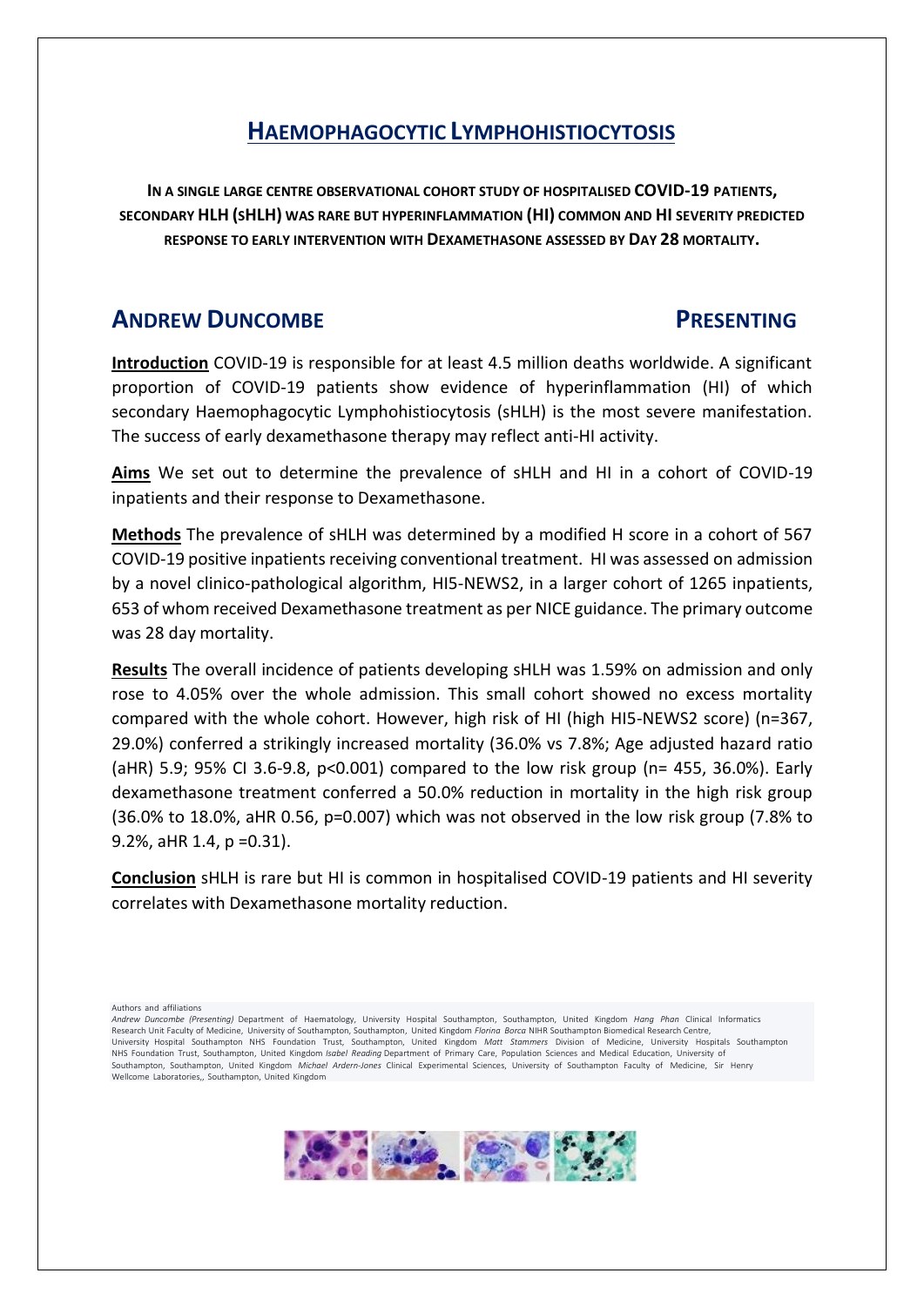# HAEMOPHAGOCYTIC LYMPHOHISTIOCYTOSIS

**IN A SINGLE LARGE CENTRE OBSERVATIONAL COHORT STUDY OF HOSPITALISED COVID-19 PATIENTS, SECONDARY HLH (SHLH) WAS RARE BUT HYPERINFLAMMATION (HI) COMMON AND HI SEVERITY PREDICTED RESPONSE TO EARLY INTERVENTION WITH DEXAMETHASONE ASSESSED BY DAY 28 MORTALITY.**

## ANDREW DUNCOMBE — PRESENTING

**Introduction** COVID-19 is responsible for at least 4.5 million deaths worldwide. A significant proportion of COVID-19 patients show evidence of hyperinflammation (HI) of which secondary Haemophagocytic Lymphohistiocytosis (sHLH) is the most severe manifestation. The success of early dexamethasone therapy may reflect anti-HI activity.

**Aims** We set out to determine the prevalence of sHLH and HI in a cohort of COVID-19 inpatients and their response to Dexamethasone.

**Methods** The prevalence of sHLH was determined by a modified H score in a cohort of 567 COVID-19 positive inpatients receiving conventional treatment. HI was assessed on admission by a novel clinico-pathological algorithm, HI5-NEWS2, in a larger cohort of 1265 inpatients, 653 of whom received Dexamethasone treatment as per NICE guidance. The primary outcome was 28 day mortality.

**Results** The overall incidence of patients developing sHLH was 1.59% on admission and only rose to 4.05% over the whole admission. This small cohort showed no excess mortality compared with the whole cohort. However, high risk of HI (high HI5-NEWS2 score) (n=367, 29.0%) conferred a strikingly increased mortality (36.0% vs 7.8%; Age adjusted hazard ratio (aHR) 5.9; 95% CI 3.6-9.8, $p<0.001$) compared to the low risk group (n= 455, 36.0%). Early dexamethasone treatment conferred a 50.0% reduction in mortality in the high risk group (36.0% to 18.0%, aHR 0.56, $p=0.007$) which was not observed in the low risk group (7.8% to 9.2%, aHR 1.4, $p=0.31$).

**Conclusion** sHLH is rare but HI is common in hospitalised COVID-19 patients and HI severity correlates with Dexamethasone mortality reduction.

Authors and affiliations
*Andrew Duncombe (Presenting)* Department of Haematology, University Hospital Southampton, Southampton, United Kingdom *Hang Phan* Clinical Informatics Research Unit Faculty of Medicine, University of Southampton, Southampton, United Kingdom *Florina Borca* NIHR Southampton Biomedical Research Centre, University Hospital Southampton NHS Foundation Trust, Southampton, United Kingdom *Matt Stammers* Division of Medicine, University Hospitals Southampton NHS Foundation Trust, Southampton, United Kingdom *Isabel Reading* Department of Primary Care, Population Sciences and Medical Education, University of Southampton, Southampton, United Kingdom *Michael Ardern-Jones* Clinical Experimental Sciences, University of Southampton Faculty of Medicine, Sir Henry Wellcome Laboratories,, Southampton, United Kingdom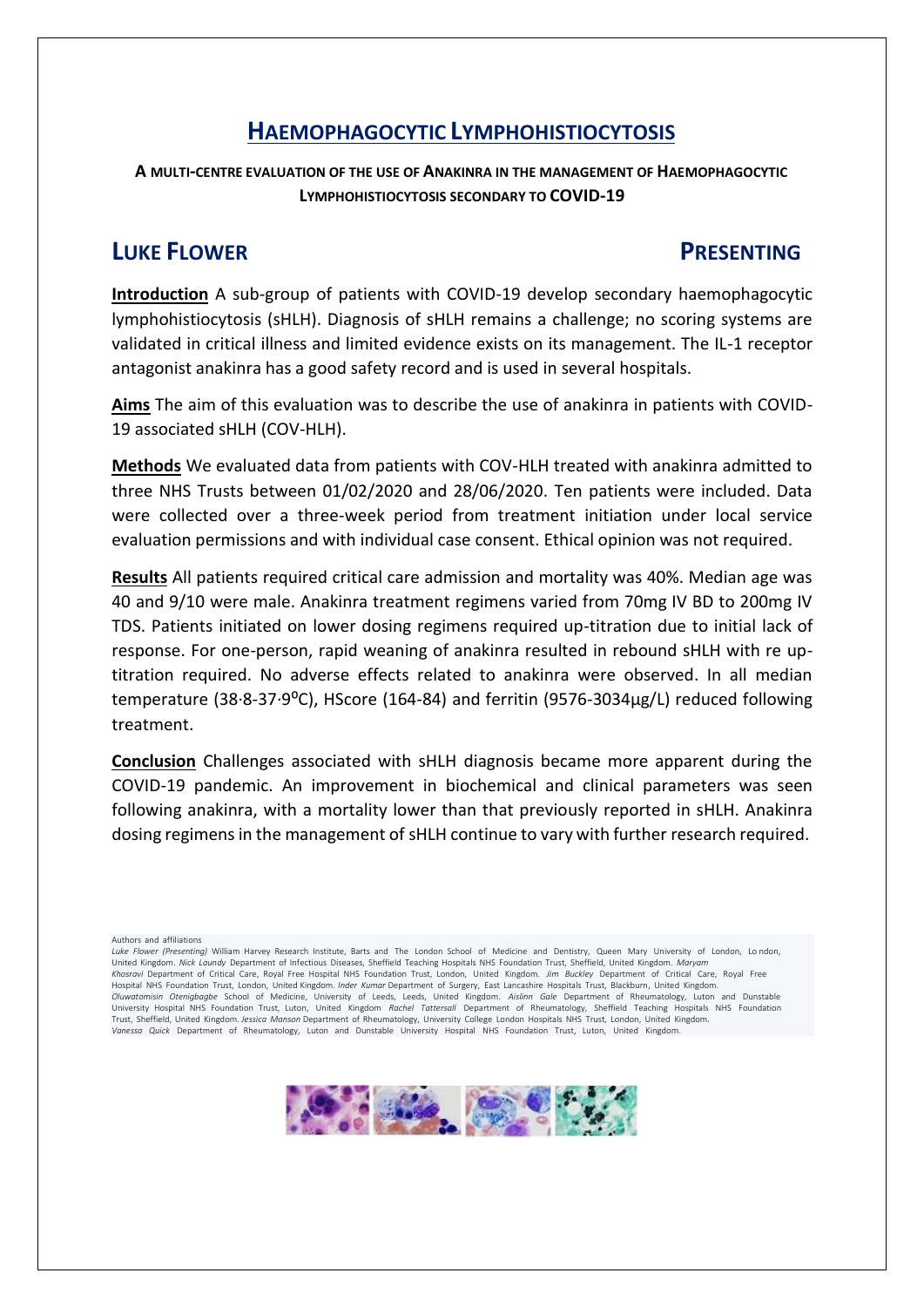## HAEMOPHAGOCYTIC LYMPHOHISTIOCYTOSIS

**A MULTI-CENTRE EVALUATION OF THE USE OF ANAKINRA IN THE MANAGEMENT OF HAEMOPHAGOCYTIC LYMPHOHISTIOCYTOSIS SECONDARY TO COVID-19**

### LUKE FLOWER — PRESENTING

**Introduction** A sub-group of patients with COVID-19 develop secondary haemophagocytic lymphohistiocytosis (sHLH). Diagnosis of sHLH remains a challenge; no scoring systems are validated in critical illness and limited evidence exists on its management. The IL-1 receptor antagonist anakinra has a good safety record and is used in several hospitals.

**Aims** The aim of this evaluation was to describe the use of anakinra in patients with COVID-19 associated sHLH (COV-HLH).

**Methods** We evaluated data from patients with COV-HLH treated with anakinra admitted to three NHS Trusts between 01/02/2020 and 28/06/2020. Ten patients were included. Data were collected over a three-week period from treatment initiation under local service evaluation permissions and with individual case consent. Ethical opinion was not required.

**Results** All patients required critical care admission and mortality was 40%. Median age was 40 and 9/10 were male. Anakinra treatment regimens varied from 70mg IV BD to 200mg IV TDS. Patients initiated on lower dosing regimens required up-titration due to initial lack of response. For one-person, rapid weaning of anakinra resulted in rebound sHLH with re up-titration required. No adverse effects related to anakinra were observed. In all median temperature (38·8-37·9$^{o}$C), HScore (164-84) and ferritin (9576-3034μg/L) reduced following treatment.

**Conclusion** Challenges associated with sHLH diagnosis became more apparent during the COVID-19 pandemic. An improvement in biochemical and clinical parameters was seen following anakinra, with a mortality lower than that previously reported in sHLH. Anakinra dosing regimens in the management of sHLH continue to vary with further research required.

Authors and affiliations
*Luke Flower (Presenting)* William Harvey Research Institute, Barts and The London School of Medicine and Dentistry, Queen Mary University of London, London, United Kingdom. *Nick Laundy* Department of Infectious Diseases, Sheffield Teaching Hospitals NHS Foundation Trust, Sheffield, United Kingdom. *Maryam Khosravi* Department of Critical Care, Royal Free Hospital NHS Foundation Trust, London, United Kingdom. *Jim Buckley* Department of Critical Care, Royal Free Hospital NHS Foundation Trust, London, United Kingdom. *Inder Kumar* Department of Surgery, East Lancashire Hospitals Trust, Blackburn, United Kingdom. *Oluwatomisin Otenigbagbe* School of Medicine, University of Leeds, Leeds, United Kingdom. *Aislinn Gale* Department of Rheumatology, Luton and Dunstable University Hospital NHS Foundation Trust, Luton, United Kingdom *Rachel Tattersall* Department of Rheumatology, Sheffield Teaching Hospitals NHS Foundation Trust, Sheffield, United Kingdom. *Jessica Manson* Department of Rheumatology, University College London Hospitals NHS Trust, London, United Kingdom. *Vanessa Quick* Department of Rheumatology, Luton and Dunstable University Hospital NHS Foundation Trust, Luton, United Kingdom.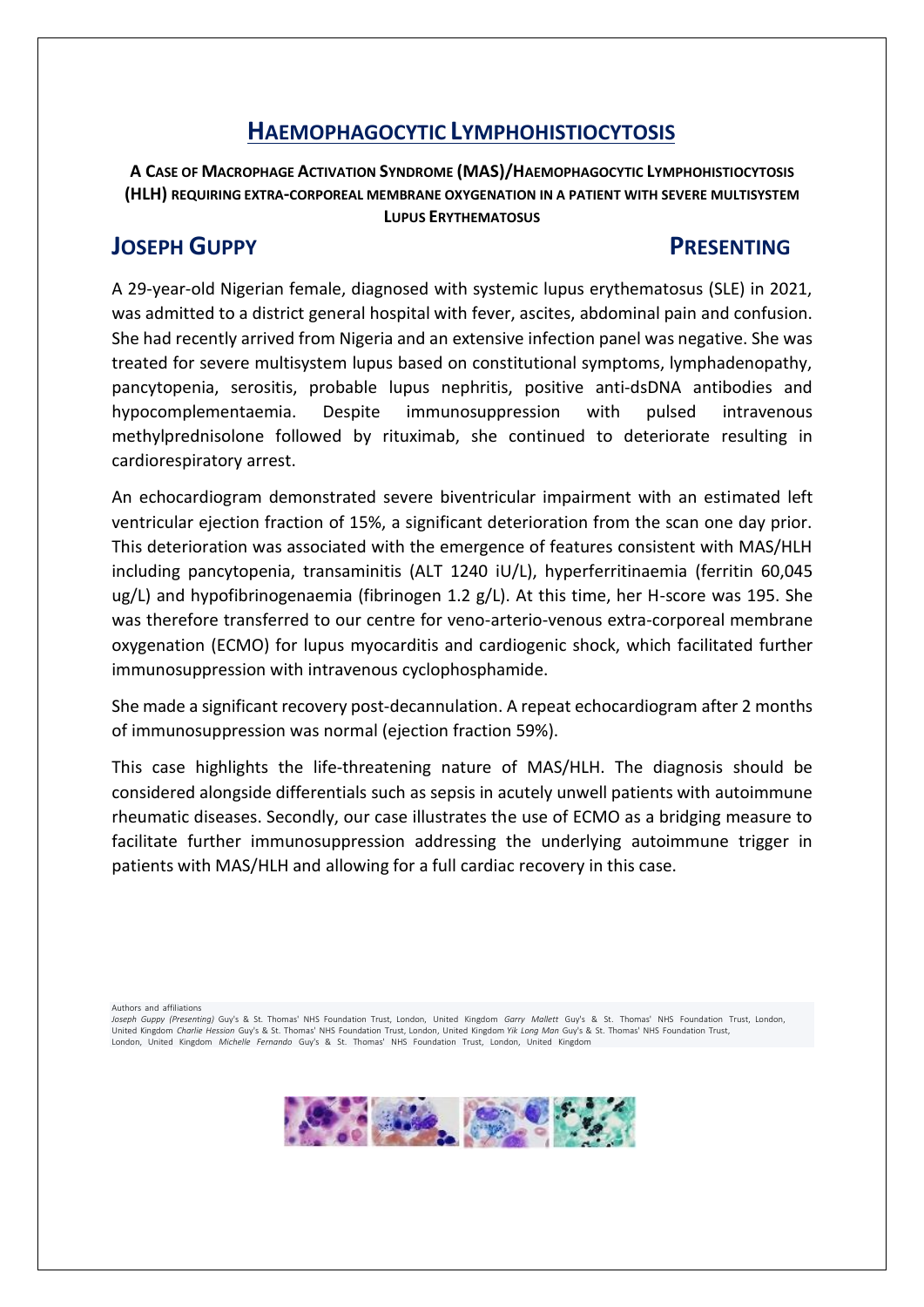# Haemophagocytic Lymphohistiocytosis

**A Case of Macrophage Activation Syndrome (MAS)/Haemophagocytic Lymphohistiocytosis (HLH) requiring extra-corporeal membrane oxygenation in a patient with severe multisystem Lupus Erythematosus**

## Joseph Guppy — Presenting

A 29-year-old Nigerian female, diagnosed with systemic lupus erythematosus (SLE) in 2021, was admitted to a district general hospital with fever, ascites, abdominal pain and confusion. She had recently arrived from Nigeria and an extensive infection panel was negative. She was treated for severe multisystem lupus based on constitutional symptoms, lymphadenopathy, pancytopenia, serositis, probable lupus nephritis, positive anti-dsDNA antibodies and hypocomplementaemia. Despite immunosuppression with pulsed intravenous methylprednisolone followed by rituximab, she continued to deteriorate resulting in cardiorespiratory arrest.

An echocardiogram demonstrated severe biventricular impairment with an estimated left ventricular ejection fraction of 15%, a significant deterioration from the scan one day prior. This deterioration was associated with the emergence of features consistent with MAS/HLH including pancytopenia, transaminitis (ALT 1240 iU/L), hyperferritinaemia (ferritin 60,045 ug/L) and hypofibrinogenaemia (fibrinogen 1.2 g/L). At this time, her H-score was 195. She was therefore transferred to our centre for veno-arterio-venous extra-corporeal membrane oxygenation (ECMO) for lupus myocarditis and cardiogenic shock, which facilitated further immunosuppression with intravenous cyclophosphamide.

She made a significant recovery post-decannulation. A repeat echocardiogram after 2 months of immunosuppression was normal (ejection fraction 59%).

This case highlights the life-threatening nature of MAS/HLH. The diagnosis should be considered alongside differentials such as sepsis in acutely unwell patients with autoimmune rheumatic diseases. Secondly, our case illustrates the use of ECMO as a bridging measure to facilitate further immunosuppression addressing the underlying autoimmune trigger in patients with MAS/HLH and allowing for a full cardiac recovery in this case.

Authors and affiliations

*Joseph Guppy (Presenting)* Guy's & St. Thomas' NHS Foundation Trust, London, United Kingdom *Garry Mallett* Guy's & St. Thomas' NHS Foundation Trust, London, United Kingdom *Charlie Hession* Guy's & St. Thomas' NHS Foundation Trust, London, United Kingdom *Yik Long Man* Guy's & St. Thomas' NHS Foundation Trust, London, United Kingdom *Michelle Fernando* Guy's & St. Thomas' NHS Foundation Trust, London, United Kingdom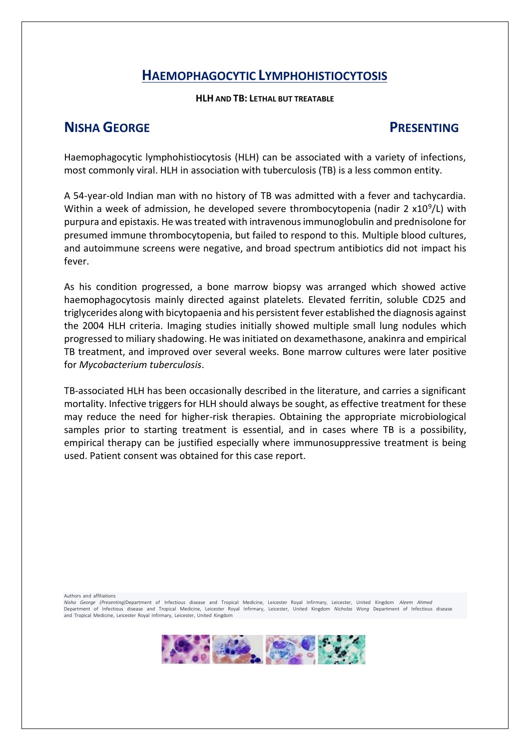# HAEMOPHAGOCYTIC LYMPHOHISTIOCYTOSIS

**HLH AND TB: LETHAL BUT TREATABLE**

## NISHA GEORGE PRESENTING

Haemophagocytic lymphohistiocytosis (HLH) can be associated with a variety of infections, most commonly viral. HLH in association with tuberculosis (TB) is a less common entity.

A 54-year-old Indian man with no history of TB was admitted with a fever and tachycardia. Within a week of admission, he developed severe thrombocytopenia (nadir 2 $x10^9/L$) with purpura and epistaxis. He was treated with intravenous immunoglobulin and prednisolone for presumed immune thrombocytopenia, but failed to respond to this. Multiple blood cultures, and autoimmune screens were negative, and broad spectrum antibiotics did not impact his fever.

As his condition progressed, a bone marrow biopsy was arranged which showed active haemophagocytosis mainly directed against platelets. Elevated ferritin, soluble CD25 and triglycerides along with bicytopaenia and his persistent fever established the diagnosis against the 2004 HLH criteria. Imaging studies initially showed multiple small lung nodules which progressed to miliary shadowing. He was initiated on dexamethasone, anakinra and empirical TB treatment, and improved over several weeks. Bone marrow cultures were later positive for *Mycobacterium tuberculosis*.

TB-associated HLH has been occasionally described in the literature, and carries a significant mortality. Infective triggers for HLH should always be sought, as effective treatment for these may reduce the need for higher-risk therapies. Obtaining the appropriate microbiological samples prior to starting treatment is essential, and in cases where TB is a possibility, empirical therapy can be justified especially where immunosuppressive treatment is being used. Patient consent was obtained for this case report.

Authors and affiliations

*Nisha George (Presenting)*Department of Infectious disease and Tropical Medicine, Leicester Royal Infirmary, Leicester, United Kingdom *Aleem Ahmed* Department of Infectious disease and Tropical Medicine, Leicester Royal Infirmary, Leicester, United Kingdom *Nicholas Wong* Department of Infectious disease and Tropical Medicine, Leicester Royal Infirmary, Leicester, United Kingdom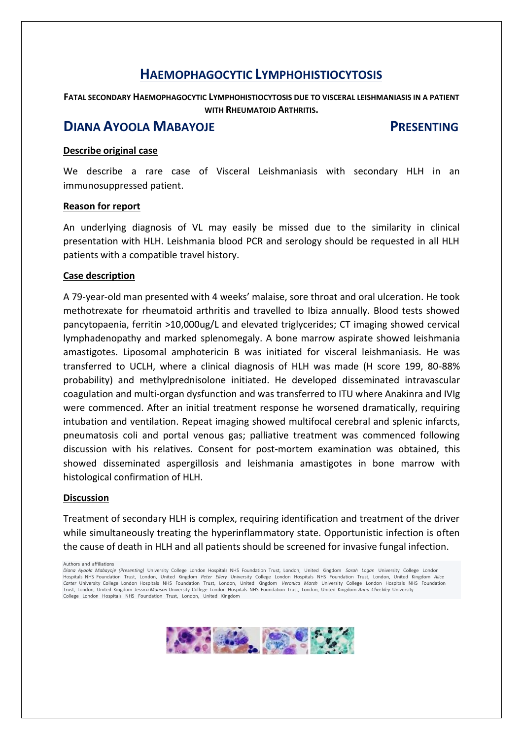# HAEMOPHAGOCYTIC LYMPHOHISTIOCYTOSIS

**FATAL SECONDARY HAEMOPHAGOCYTIC LYMPHOHISTIOCYTOSIS DUE TO VISCERAL LEISHMANIASIS IN A PATIENT WITH RHEUMATOID ARTHRITIS.**

## DIANA AYOOLA MABAYOJE PRESENTING

**Describe original case**

We describe a rare case of Visceral Leishmaniasis with secondary HLH in an immunosuppressed patient.

**Reason for report**

An underlying diagnosis of VL may easily be missed due to the similarity in clinical presentation with HLH. Leishmania blood PCR and serology should be requested in all HLH patients with a compatible travel history.

**Case description**

A 79-year-old man presented with 4 weeks' malaise, sore throat and oral ulceration. He took methotrexate for rheumatoid arthritis and travelled to Ibiza annually. Blood tests showed pancytopaenia, ferritin >10,000ug/L and elevated triglycerides; CT imaging showed cervical lymphadenopathy and marked splenomegaly. A bone marrow aspirate showed leishmania amastigotes. Liposomal amphotericin B was initiated for visceral leishmaniasis. He was transferred to UCLH, where a clinical diagnosis of HLH was made (H score 199, 80-88% probability) and methylprednisolone initiated. He developed disseminated intravascular coagulation and multi-organ dysfunction and was transferred to ITU where Anakinra and IVIg were commenced. After an initial treatment response he worsened dramatically, requiring intubation and ventilation. Repeat imaging showed multifocal cerebral and splenic infarcts, pneumatosis coli and portal venous gas; palliative treatment was commenced following discussion with his relatives. Consent for post-mortem examination was obtained, this showed disseminated aspergillosis and leishmania amastigotes in bone marrow with histological confirmation of HLH.

**Discussion**

Treatment of secondary HLH is complex, requiring identification and treatment of the driver while simultaneously treating the hyperinflammatory state. Opportunistic infection is often the cause of death in HLH and all patients should be screened for invasive fungal infection.

Authors and affiliations

*Diana Ayoola Mabayoje (Presenting)* University College London Hospitals NHS Foundation Trust, London, United Kingdom *Sarah Logan* University College London Hospitals NHS Foundation Trust, London, United Kingdom *Peter Ellery* University College London Hospitals NHS Foundation Trust, London, United Kingdom *Alice Carter* University College London Hospitals NHS Foundation Trust, London, United Kingdom *Veronica Marsh* University College London Hospitals NHS Foundation Trust, London, United Kingdom *Jessica Manson* University College London Hospitals NHS Foundation Trust, London, United Kingdom *Anna Checkley* University College London Hospitals NHS Foundation Trust, London, United Kingdom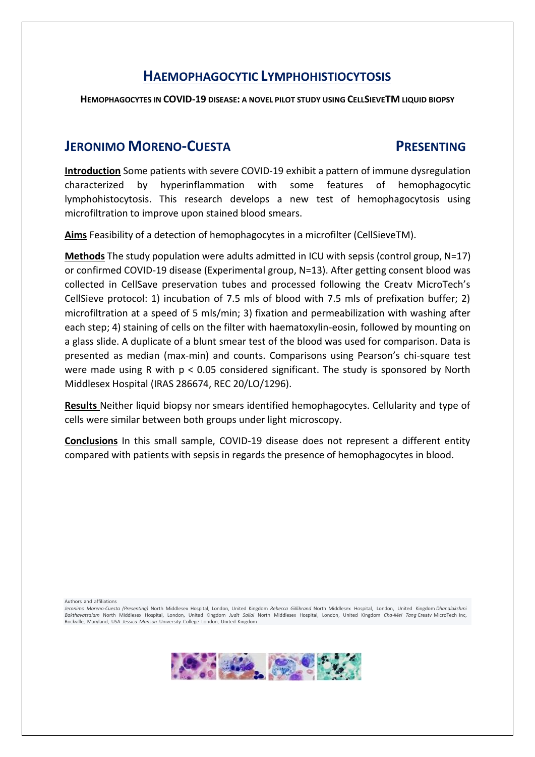# HAEMOPHAGOCYTIC LYMPHOHISTIOCYTOSIS

**HEMOPHAGOCYTES IN COVID-19 DISEASE: A NOVEL PILOT STUDY USING CELLSIEVETM LIQUID BIOPSY**

## JERONIMO MORENO-CUESTA PRESENTING

**Introduction** Some patients with severe COVID-19 exhibit a pattern of immune dysregulation characterized by hyperinflammation with some features of hemophagocytic lymphohistocytosis. This research develops a new test of hemophagocytosis using microfiltration to improve upon stained blood smears.

**Aims** Feasibility of a detection of hemophagocytes in a microfilter (CellSieveTM).

**Methods** The study population were adults admitted in ICU with sepsis (control group, N=17) or confirmed COVID-19 disease (Experimental group, N=13). After getting consent blood was collected in CellSave preservation tubes and processed following the Creatv MicroTech's CellSieve protocol: 1) incubation of 7.5 mls of blood with 7.5 mls of prefixation buffer; 2) microfiltration at a speed of 5 mls/min; 3) fixation and permeabilization with washing after each step; 4) staining of cells on the filter with haematoxylin-eosin, followed by mounting on a glass slide. A duplicate of a blunt smear test of the blood was used for comparison. Data is presented as median (max-min) and counts. Comparisons using Pearson's chi-square test were made using R with $p < 0.05$ considered significant. The study is sponsored by North Middlesex Hospital (IRAS 286674, REC 20/LO/1296).

**Results** Neither liquid biopsy nor smears identified hemophagocytes. Cellularity and type of cells were similar between both groups under light microscopy.

**Conclusions** In this small sample, COVID-19 disease does not represent a different entity compared with patients with sepsis in regards the presence of hemophagocytes in blood.

Authors and affiliations

*Jeronimo Moreno-Cuesta (Presenting)* North Middlesex Hospital, London, United Kingdom *Rebecca Gillibrand* North Middlesex Hospital, London, United Kingdom *Dhanalakshmi Bakthavatsalam* North Middlesex Hospital, London, United Kingdom *Judit Sallai* North Middlesex Hospital, London, United Kingdom *Cha-Mei Tang* Creatv MicroTech Inc, Rockville, Maryland, USA *Jessica Manson* University College London, United Kingdom